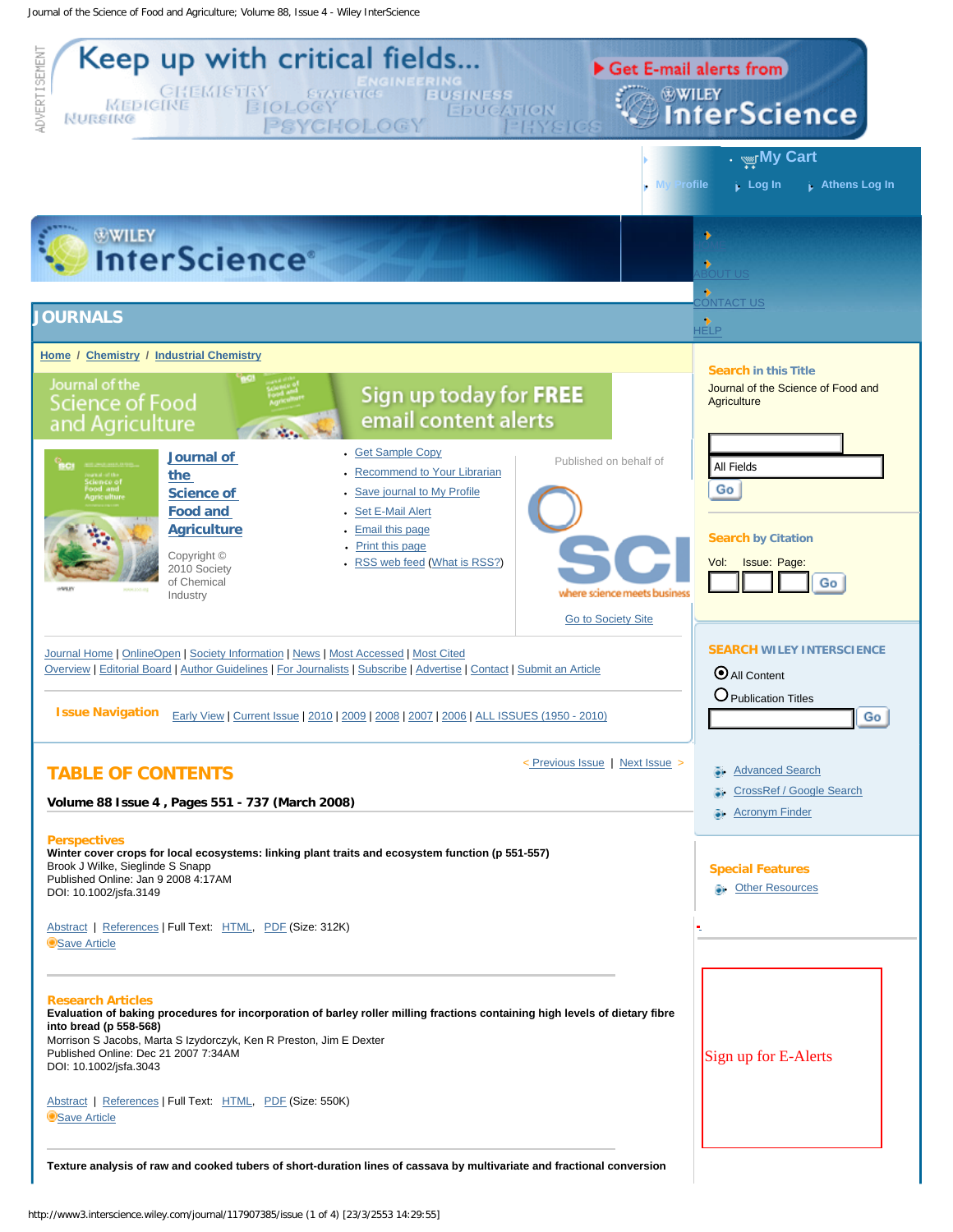ADVERTISEMENT

Keep up with critical fields...

Get E-mail alerts from WILEY InterScience

My Cart

My Profile | Log In | Athens Log In

ABOUT US

CONTACT US

HELP

# JOURNALS

Home / Chemistry / Industrial Chemistry

Journal of the Science of Food and Agriculture — Sign up today for FREE email content alerts

## Journal of the Science of Food and Agriculture

Copyright © 2010 Society of Chemical Industry

- Get Sample Copy
- Recommend to Your Librarian
- Save journal to My Profile
- Set E-Mail Alert
- Email this page
- Print this page
- RSS web feed (What is RSS?)

Published on behalf of

SCI where science meets business

Go to Society Site

Journal Home | OnlineOpen | Society Information | News | Most Accessed | Most Cited
Overview | Editorial Board | Author Guidelines | For Journalists | Subscribe | Advertise | Contact | Submit an Article

**Issue Navigation** Early View | Current Issue | 2010 | 2009 | 2008 | 2007 | 2006 | ALL ISSUES (1950 - 2010)

< Previous Issue | Next Issue >

## TABLE OF CONTENTS

**Volume 88 Issue 4 , Pages 551 - 737 (March 2008)**

### Perspectives

**Winter cover crops for local ecosystems: linking plant traits and ecosystem function (p 551-557)**
Brook J Wilke, Sieglinde S Snapp
Published Online: Jan 9 2008 4:17AM
DOI: 10.1002/jsfa.3149

Abstract | References | Full Text: HTML, PDF (Size: 312K)
Save Article

### Research Articles

**Evaluation of baking procedures for incorporation of barley roller milling fractions containing high levels of dietary fibre into bread (p 558-568)**
Morrison S Jacobs, Marta S Izydorczyk, Ken R Preston, Jim E Dexter
Published Online: Dec 21 2007 7:34AM
DOI: 10.1002/jsfa.3043

Abstract | References | Full Text: HTML, PDF (Size: 550K)
Save Article

**Texture analysis of raw and cooked tubers of short-duration lines of cassava by multivariate and fractional conversion**

---

**Search in this Title**
Journal of the Science of Food and Agriculture

All Fields
Go

**Search by Citation**
Vol: Issue: Page: Go

**SEARCH WILEY INTERSCIENCE**
- All Content
- Publication Titles

Go

- Advanced Search
- CrossRef / Google Search
- Acronym Finder

**Special Features**
- Other Resources

Sign up for E-Alerts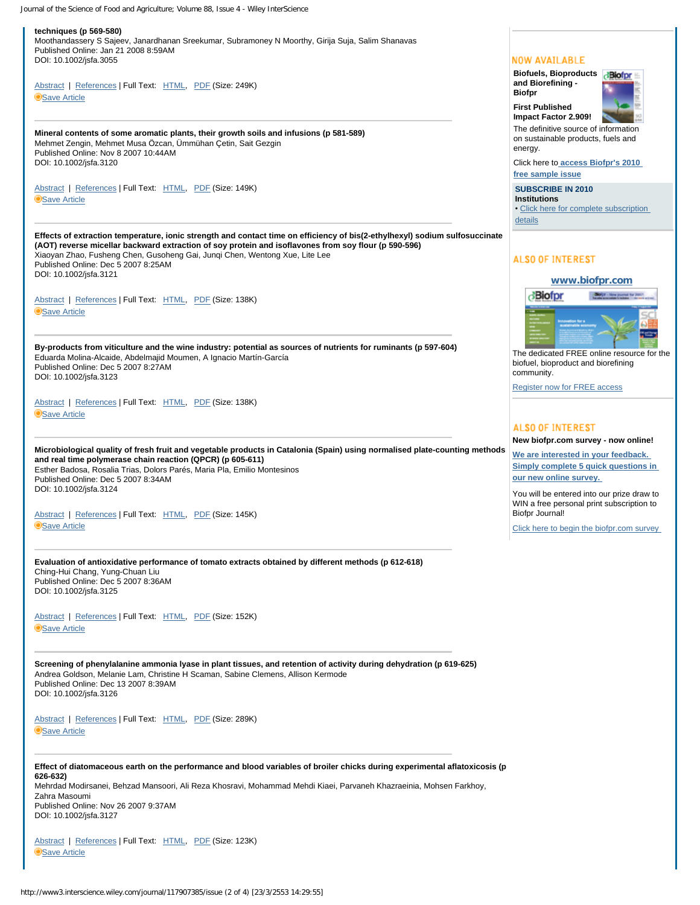**techniques (p 569-580)**
Moothandassery S Sajeev, Janardhanan Sreekumar, Subramoney N Moorthy, Girija Suja, Salim Shanavas
Published Online: Jan 21 2008 8:59AM
DOI: 10.1002/jsfa.3055

Abstract | References | Full Text: HTML, PDF (Size: 249K)
Save Article

---

**Mineral contents of some aromatic plants, their growth soils and infusions (p 581-589)**
Mehmet Zengin, Mehmet Musa Özcan, Ümmühan Çetin, Sait Gezgin
Published Online: Nov 8 2007 10:44AM
DOI: 10.1002/jsfa.3120

Abstract | References | Full Text: HTML, PDF (Size: 149K)
Save Article

---

**Effects of extraction temperature, ionic strength and contact time on efficiency of bis(2-ethylhexyl) sodium sulfosuccinate (AOT) reverse micellar backward extraction of soy protein and isoflavones from soy flour (p 590-596)**
Xiaoyan Zhao, Fusheng Chen, Gusoheng Gai, Junqi Chen, Wentong Xue, Lite Lee
Published Online: Dec 5 2007 8:25AM
DOI: 10.1002/jsfa.3121

Abstract | References | Full Text: HTML, PDF (Size: 138K)
Save Article

---

**By-products from viticulture and the wine industry: potential as sources of nutrients for ruminants (p 597-604)**
Eduarda Molina-Alcaide, Abdelmajid Moumen, A Ignacio Martín-García
Published Online: Dec 5 2007 8:27AM
DOI: 10.1002/jsfa.3123

Abstract | References | Full Text: HTML, PDF (Size: 138K)
Save Article

---

**Microbiological quality of fresh fruit and vegetable products in Catalonia (Spain) using normalised plate-counting methods and real time polymerase chain reaction (QPCR) (p 605-611)**
Esther Badosa, Rosalia Trias, Dolors Parés, Maria Pla, Emilio Montesinos
Published Online: Dec 5 2007 8:34AM
DOI: 10.1002/jsfa.3124

Abstract | References | Full Text: HTML, PDF (Size: 145K)
Save Article

---

**Evaluation of antioxidative performance of tomato extracts obtained by different methods (p 612-618)**
Ching-Hui Chang, Yung-Chuan Liu
Published Online: Dec 5 2007 8:36AM
DOI: 10.1002/jsfa.3125

Abstract | References | Full Text: HTML, PDF (Size: 152K)
Save Article

---

**Screening of phenylalanine ammonia lyase in plant tissues, and retention of activity during dehydration (p 619-625)**
Andrea Goldson, Melanie Lam, Christine H Scaman, Sabine Clemens, Allison Kermode
Published Online: Dec 13 2007 8:39AM
DOI: 10.1002/jsfa.3126

Abstract | References | Full Text: HTML, PDF (Size: 289K)
Save Article

---

**Effect of diatomaceous earth on the performance and blood variables of broiler chicks during experimental aflatoxicosis (p 626-632)**
Mehrdad Modirsanei, Behzad Mansoori, Ali Reza Khosravi, Mohammad Mehdi Kiaei, Parvaneh Khazraeinia, Mohsen Farkhoy, Zahra Masoumi
Published Online: Nov 26 2007 9:37AM
DOI: 10.1002/jsfa.3127

Abstract | References | Full Text: HTML, PDF (Size: 123K)
Save Article

---

NOW AVAILABLE

**Biofuels, Bioproducts and Biorefining - Biofpr**

**First Published Impact Factor 2.909!**

The definitive source of information on sustainable products, fuels and energy.

Click here to **access Biofpr's 2010 free sample issue**

**SUBSCRIBE IN 2010**
**Institutions**
• Click here for complete subscription details

ALSO OF INTEREST

**www.biofpr.com**

The dedicated FREE online resource for the biofuel, bioproduct and biorefining community.

Register now for FREE access

ALSO OF INTEREST

**New biofpr.com survey - now online!**

**We are interested in your feedback. Simply complete 5 quick questions in our new online survey.**

You will be entered into our prize draw to WIN a free personal print subscription to Biofpr Journal!

Click here to begin the biofpr.com survey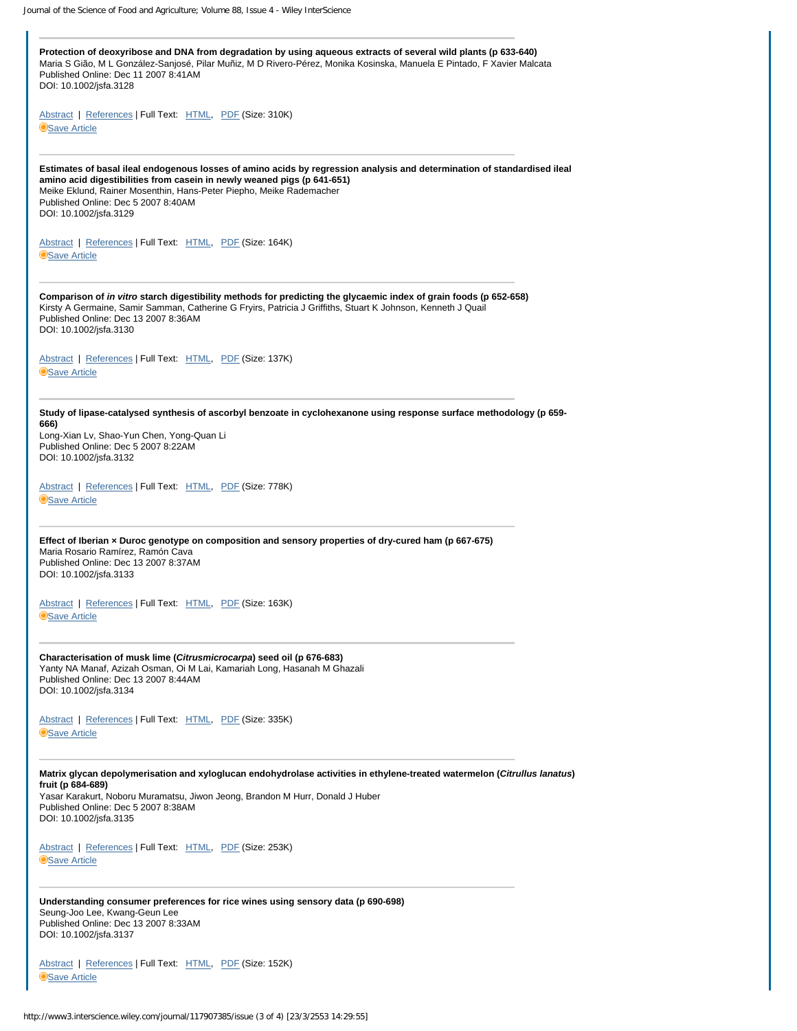**Protection of deoxyribose and DNA from degradation by using aqueous extracts of several wild plants (p 633-640)**
Maria S Gião, M L González-Sanjosé, Pilar Muñiz, M D Rivero-Pérez, Monika Kosinska, Manuela E Pintado, F Xavier Malcata
Published Online: Dec 11 2007 8:41AM
DOI: 10.1002/jsfa.3128

Abstract | References | Full Text: HTML, PDF (Size: 310K)
Save Article

---

**Estimates of basal ileal endogenous losses of amino acids by regression analysis and determination of standardised ileal amino acid digestibilities from casein in newly weaned pigs (p 641-651)**
Meike Eklund, Rainer Mosenthin, Hans-Peter Piepho, Meike Rademacher
Published Online: Dec 5 2007 8:40AM
DOI: 10.1002/jsfa.3129

Abstract | References | Full Text: HTML, PDF (Size: 164K)
Save Article

---

**Comparison of *in vitro* starch digestibility methods for predicting the glycaemic index of grain foods (p 652-658)**
Kirsty A Germaine, Samir Samman, Catherine G Fryirs, Patricia J Griffiths, Stuart K Johnson, Kenneth J Quail
Published Online: Dec 13 2007 8:36AM
DOI: 10.1002/jsfa.3130

Abstract | References | Full Text: HTML, PDF (Size: 137K)
Save Article

---

**Study of lipase-catalysed synthesis of ascorbyl benzoate in cyclohexanone using response surface methodology (p 659-666)**
Long-Xian Lv, Shao-Yun Chen, Yong-Quan Li
Published Online: Dec 5 2007 8:22AM
DOI: 10.1002/jsfa.3132

Abstract | References | Full Text: HTML, PDF (Size: 778K)
Save Article

---

**Effect of Iberian × Duroc genotype on composition and sensory properties of dry-cured ham (p 667-675)**
Maria Rosario Ramírez, Ramón Cava
Published Online: Dec 13 2007 8:37AM
DOI: 10.1002/jsfa.3133

Abstract | References | Full Text: HTML, PDF (Size: 163K)
Save Article

---

**Characterisation of musk lime (*Citrusmicrocarpa*) seed oil (p 676-683)**
Yanty NA Manaf, Azizah Osman, Oi M Lai, Kamariah Long, Hasanah M Ghazali
Published Online: Dec 13 2007 8:44AM
DOI: 10.1002/jsfa.3134

Abstract | References | Full Text: HTML, PDF (Size: 335K)
Save Article

---

**Matrix glycan depolymerisation and xyloglucan endohydrolase activities in ethylene-treated watermelon (*Citrullus lanatus*) fruit (p 684-689)**
Yasar Karakurt, Noboru Muramatsu, Jiwon Jeong, Brandon M Hurr, Donald J Huber
Published Online: Dec 5 2007 8:38AM
DOI: 10.1002/jsfa.3135

Abstract | References | Full Text: HTML, PDF (Size: 253K)
Save Article

---

**Understanding consumer preferences for rice wines using sensory data (p 690-698)**
Seung-Joo Lee, Kwang-Geun Lee
Published Online: Dec 13 2007 8:33AM
DOI: 10.1002/jsfa.3137

Abstract | References | Full Text: HTML, PDF (Size: 152K)
Save Article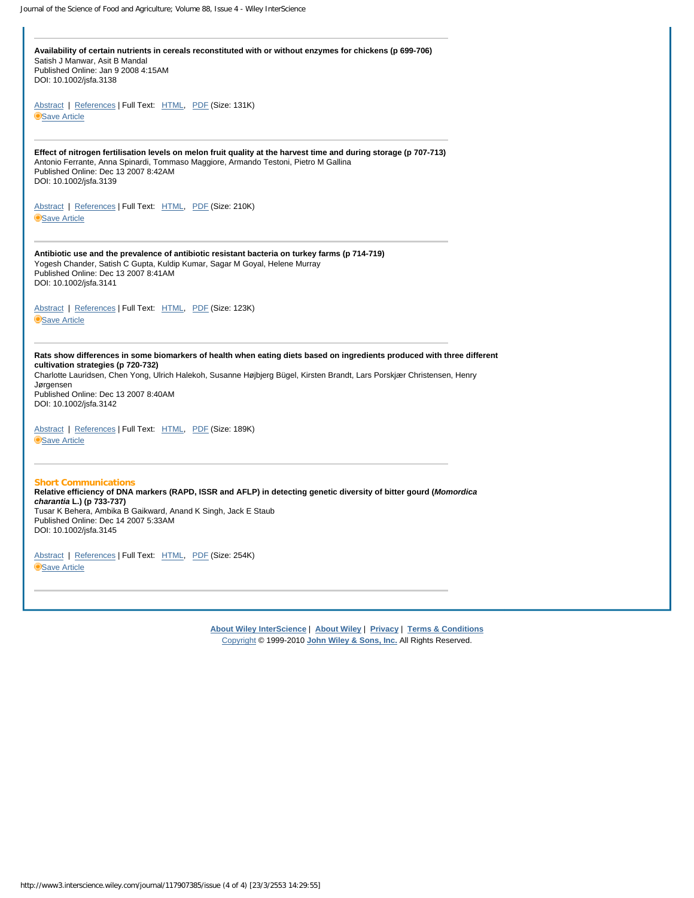**Availability of certain nutrients in cereals reconstituted with or without enzymes for chickens (p 699-706)**
Satish J Manwar, Asit B Mandal
Published Online: Jan 9 2008 4:15AM
DOI: 10.1002/jsfa.3138

Abstract | References | Full Text: HTML, PDF (Size: 131K)
Save Article

**Effect of nitrogen fertilisation levels on melon fruit quality at the harvest time and during storage (p 707-713)**
Antonio Ferrante, Anna Spinardi, Tommaso Maggiore, Armando Testoni, Pietro M Gallina
Published Online: Dec 13 2007 8:42AM
DOI: 10.1002/jsfa.3139

Abstract | References | Full Text: HTML, PDF (Size: 210K)
Save Article

**Antibiotic use and the prevalence of antibiotic resistant bacteria on turkey farms (p 714-719)**
Yogesh Chander, Satish C Gupta, Kuldip Kumar, Sagar M Goyal, Helene Murray
Published Online: Dec 13 2007 8:41AM
DOI: 10.1002/jsfa.3141

Abstract | References | Full Text: HTML, PDF (Size: 123K)
Save Article

**Rats show differences in some biomarkers of health when eating diets based on ingredients produced with three different cultivation strategies (p 720-732)**
Charlotte Lauridsen, Chen Yong, Ulrich Halekoh, Susanne Højbjerg Bügel, Kirsten Brandt, Lars Porskjær Christensen, Henry Jørgensen
Published Online: Dec 13 2007 8:40AM
DOI: 10.1002/jsfa.3142

Abstract | References | Full Text: HTML, PDF (Size: 189K)
Save Article

## Short Communications

**Relative efficiency of DNA markers (RAPD, ISSR and AFLP) in detecting genetic diversity of bitter gourd (*Momordica charantia* L.) (p 733-737)**
Tusar K Behera, Ambika B Gaikward, Anand K Singh, Jack E Staub
Published Online: Dec 14 2007 5:33AM
DOI: 10.1002/jsfa.3145

Abstract | References | Full Text: HTML, PDF (Size: 254K)
Save Article

About Wiley InterScience | About Wiley | Privacy | Terms & Conditions
Copyright © 1999-2010 John Wiley & Sons, Inc. All Rights Reserved.